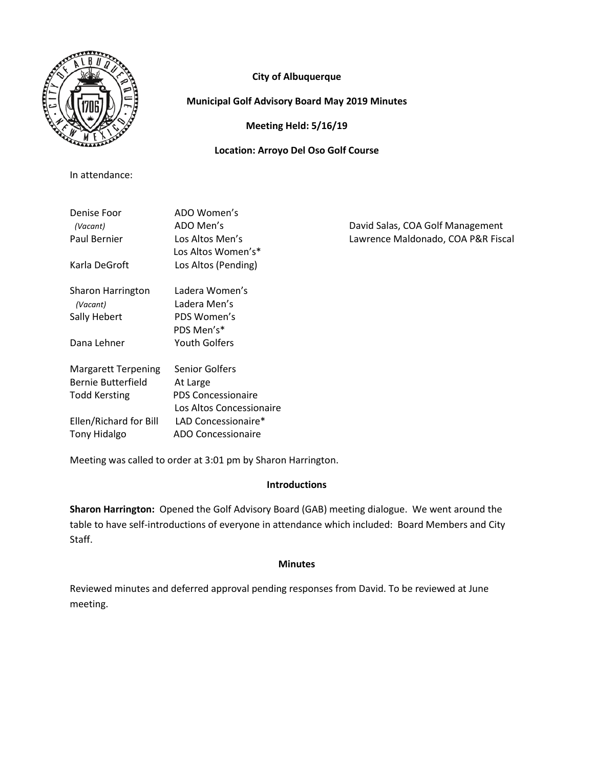**City of Albuquerque**

**Municipal Golf Advisory Board May 2019 Minutes**

**Meeting Held: 5/16/19**

**Location: Arroyo Del Oso Golf Course**

In attendance:

| | |
|---|---|
| Denise Foor | ADO Women's |
| *(Vacant)* | ADO Men's |
| Paul Bernier | Los Altos Men's |
| | Los Altos Women's* |
| Karla DeGroft | Los Altos (Pending) |
| Sharon Harrington | Ladera Women's |
| *(Vacant)* | Ladera Men's |
| Sally Hebert | PDS Women's |
| | PDS Men's* |
| Dana Lehner | Youth Golfers |
| Margarett Terpening | Senior Golfers |
| Bernie Butterfield | At Large |
| Todd Kersting | PDS Concessionaire |
| | Los Altos Concessionaire |
| Ellen/Richard for Bill | LAD Concessionaire* |
| Tony Hidalgo | ADO Concessionaire |

David Salas, COA Golf Management
Lawrence Maldonado, COA P&R Fiscal

Meeting was called to order at 3:01 pm by Sharon Harrington.

## Introductions

**Sharon Harrington:** Opened the Golf Advisory Board (GAB) meeting dialogue. We went around the table to have self-introductions of everyone in attendance which included: Board Members and City Staff.

## Minutes

Reviewed minutes and deferred approval pending responses from David. To be reviewed at June meeting.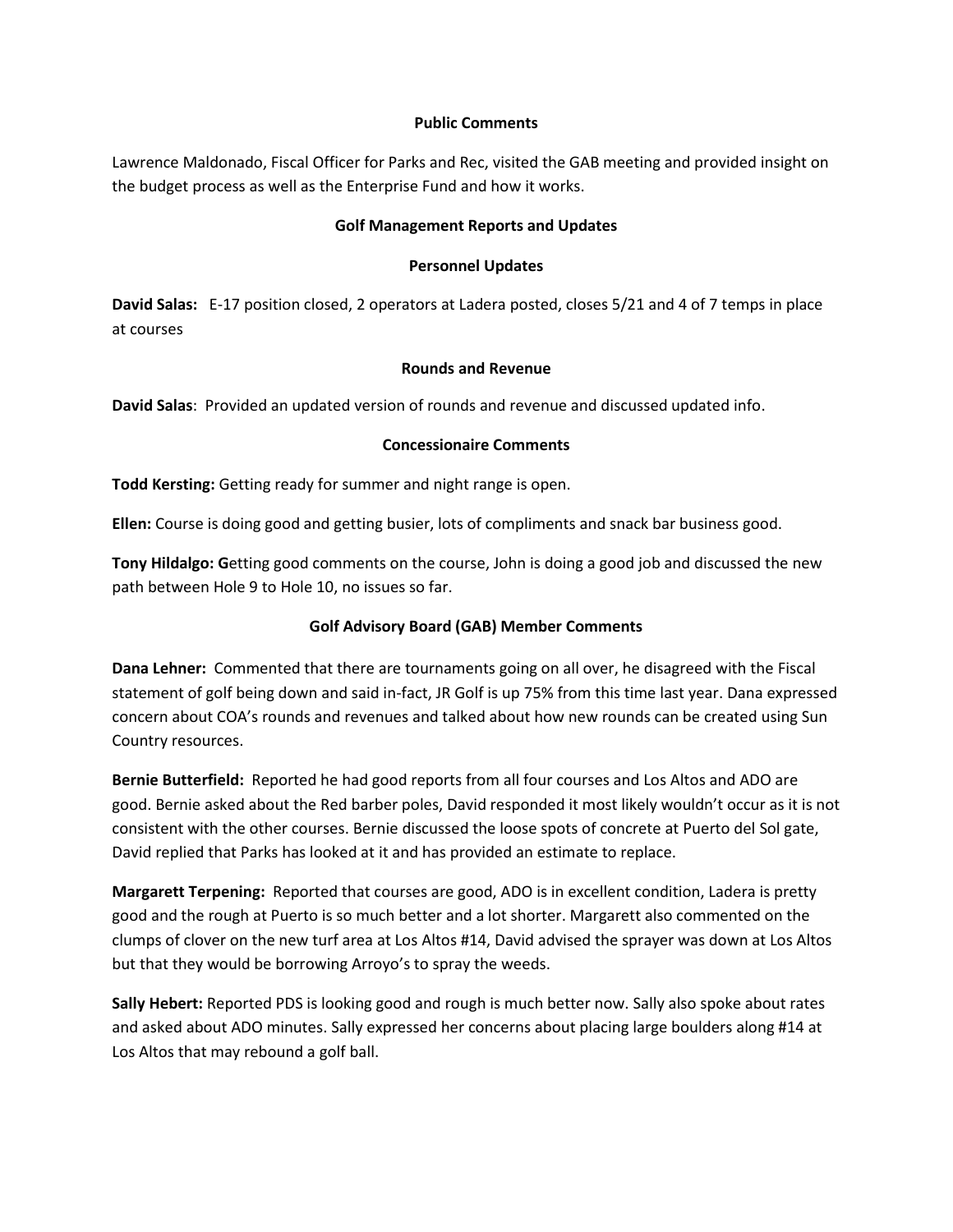### Public Comments

Lawrence Maldonado, Fiscal Officer for Parks and Rec, visited the GAB meeting and provided insight on the budget process as well as the Enterprise Fund and how it works.

### Golf Management Reports and Updates

### Personnel Updates

**David Salas:** E-17 position closed, 2 operators at Ladera posted, closes 5/21 and 4 of 7 temps in place at courses

### Rounds and Revenue

**David Salas**: Provided an updated version of rounds and revenue and discussed updated info.

### Concessionaire Comments

**Todd Kersting:** Getting ready for summer and night range is open.

**Ellen:** Course is doing good and getting busier, lots of compliments and snack bar business good.

**Tony Hildalgo: G**etting good comments on the course, John is doing a good job and discussed the new path between Hole 9 to Hole 10, no issues so far.

### Golf Advisory Board (GAB) Member Comments

**Dana Lehner:** Commented that there are tournaments going on all over, he disagreed with the Fiscal statement of golf being down and said in-fact, JR Golf is up 75% from this time last year. Dana expressed concern about COA's rounds and revenues and talked about how new rounds can be created using Sun Country resources.

**Bernie Butterfield:** Reported he had good reports from all four courses and Los Altos and ADO are good. Bernie asked about the Red barber poles, David responded it most likely wouldn't occur as it is not consistent with the other courses. Bernie discussed the loose spots of concrete at Puerto del Sol gate, David replied that Parks has looked at it and has provided an estimate to replace.

**Margarett Terpening:** Reported that courses are good, ADO is in excellent condition, Ladera is pretty good and the rough at Puerto is so much better and a lot shorter. Margarett also commented on the clumps of clover on the new turf area at Los Altos #14, David advised the sprayer was down at Los Altos but that they would be borrowing Arroyo's to spray the weeds.

**Sally Hebert:** Reported PDS is looking good and rough is much better now. Sally also spoke about rates and asked about ADO minutes. Sally expressed her concerns about placing large boulders along #14 at Los Altos that may rebound a golf ball.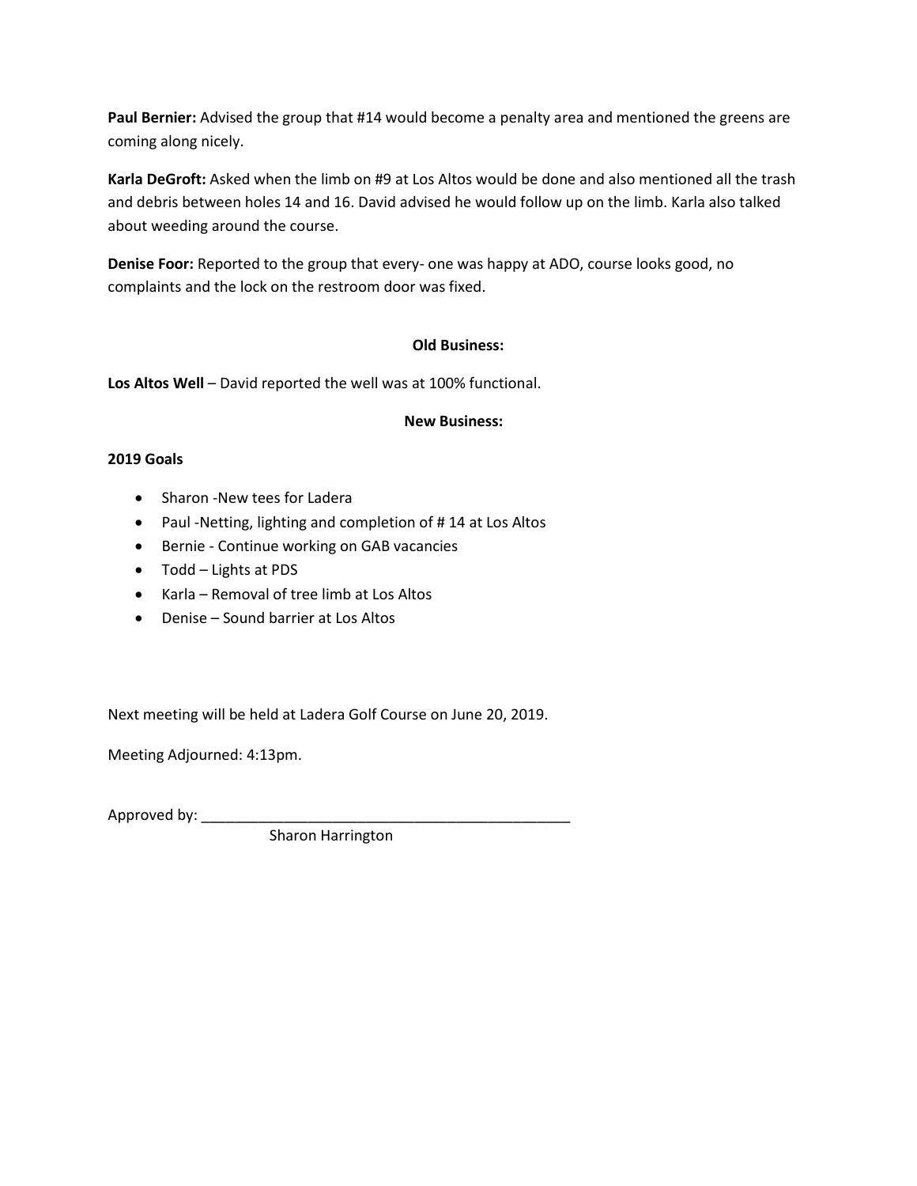**Paul Bernier:** Advised the group that #14 would become a penalty area and mentioned the greens are coming along nicely.

**Karla DeGroft:** Asked when the limb on #9 at Los Altos would be done and also mentioned all the trash and debris between holes 14 and 16. David advised he would follow up on the limb. Karla also talked about weeding around the course.

**Denise Foor:** Reported to the group that every- one was happy at ADO, course looks good, no complaints and the lock on the restroom door was fixed.

**Old Business:**

**Los Altos Well** – David reported the well was at 100% functional.

**New Business:**

**2019 Goals**

- Sharon -New tees for Ladera
- Paul -Netting, lighting and completion of # 14 at Los Altos
- Bernie - Continue working on GAB vacancies
- Todd – Lights at PDS
- Karla – Removal of tree limb at Los Altos
- Denise – Sound barrier at Los Altos

Next meeting will be held at Ladera Golf Course on June 20, 2019.

Meeting Adjourned: 4:13pm.

Approved by: ______________________________________________

Sharon Harrington